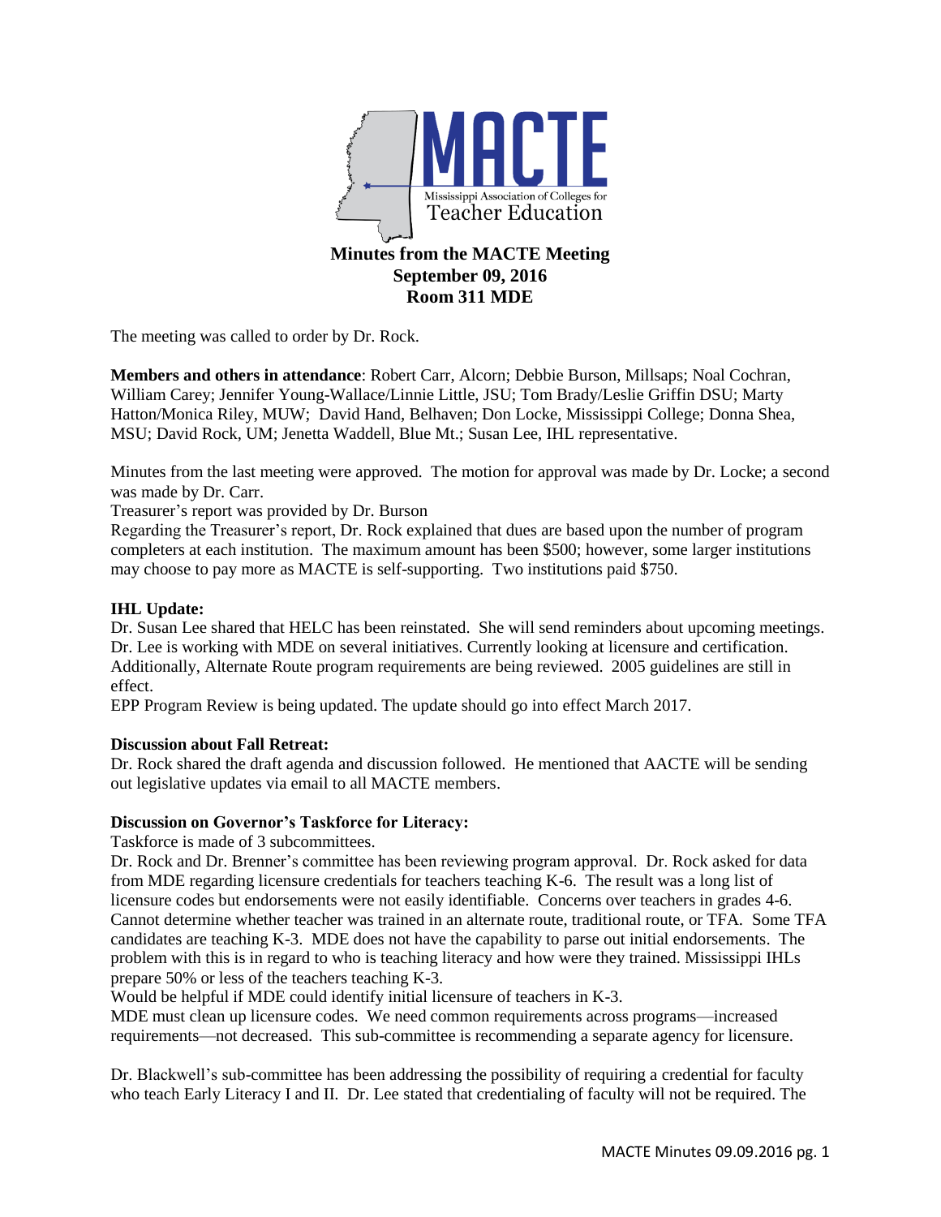**Minutes from the MACTE Meeting**
**September 09, 2016**
**Room 311 MDE**

The meeting was called to order by Dr. Rock.

**Members and others in attendance**: Robert Carr, Alcorn; Debbie Burson, Millsaps; Noal Cochran, William Carey; Jennifer Young-Wallace/Linnie Little, JSU; Tom Brady/Leslie Griffin DSU; Marty Hatton/Monica Riley, MUW; David Hand, Belhaven; Don Locke, Mississippi College; Donna Shea, MSU; David Rock, UM; Jenetta Waddell, Blue Mt.; Susan Lee, IHL representative.

Minutes from the last meeting were approved. The motion for approval was made by Dr. Locke; a second was made by Dr. Carr.

Treasurer's report was provided by Dr. Burson

Regarding the Treasurer's report, Dr. Rock explained that dues are based upon the number of program completers at each institution. The maximum amount has been $500; however, some larger institutions may choose to pay more as MACTE is self-supporting. Two institutions paid $750.

**IHL Update:**

Dr. Susan Lee shared that HELC has been reinstated. She will send reminders about upcoming meetings. Dr. Lee is working with MDE on several initiatives. Currently looking at licensure and certification. Additionally, Alternate Route program requirements are being reviewed. 2005 guidelines are still in effect.

EPP Program Review is being updated. The update should go into effect March 2017.

**Discussion about Fall Retreat:**

Dr. Rock shared the draft agenda and discussion followed. He mentioned that AACTE will be sending out legislative updates via email to all MACTE members.

**Discussion on Governor's Taskforce for Literacy:**

Taskforce is made of 3 subcommittees.

Dr. Rock and Dr. Brenner's committee has been reviewing program approval. Dr. Rock asked for data from MDE regarding licensure credentials for teachers teaching K-6. The result was a long list of licensure codes but endorsements were not easily identifiable. Concerns over teachers in grades 4-6. Cannot determine whether teacher was trained in an alternate route, traditional route, or TFA. Some TFA candidates are teaching K-3. MDE does not have the capability to parse out initial endorsements. The problem with this is in regard to who is teaching literacy and how were they trained. Mississippi IHLs prepare 50% or less of the teachers teaching K-3.

Would be helpful if MDE could identify initial licensure of teachers in K-3.

MDE must clean up licensure codes. We need common requirements across programs—increased requirements—not decreased. This sub-committee is recommending a separate agency for licensure.

Dr. Blackwell's sub-committee has been addressing the possibility of requiring a credential for faculty who teach Early Literacy I and II. Dr. Lee stated that credentialing of faculty will not be required. The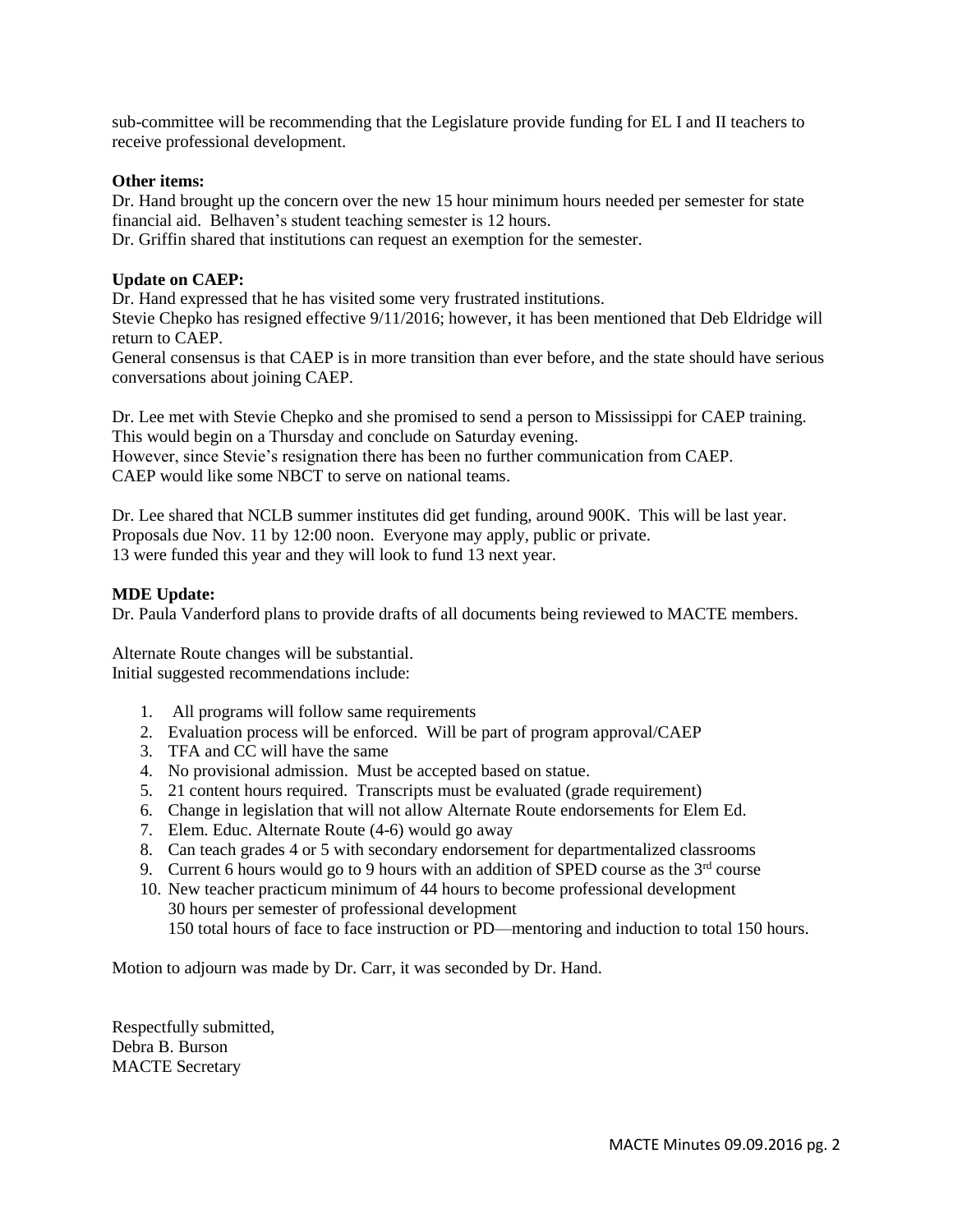sub-committee will be recommending that the Legislature provide funding for EL I and II teachers to receive professional development.

**Other items:**

Dr. Hand brought up the concern over the new 15 hour minimum hours needed per semester for state financial aid. Belhaven's student teaching semester is 12 hours.
Dr. Griffin shared that institutions can request an exemption for the semester.

**Update on CAEP:**

Dr. Hand expressed that he has visited some very frustrated institutions.
Stevie Chepko has resigned effective 9/11/2016; however, it has been mentioned that Deb Eldridge will return to CAEP.
General consensus is that CAEP is in more transition than ever before, and the state should have serious conversations about joining CAEP.

Dr. Lee met with Stevie Chepko and she promised to send a person to Mississippi for CAEP training. This would begin on a Thursday and conclude on Saturday evening.
However, since Stevie's resignation there has been no further communication from CAEP.
CAEP would like some NBCT to serve on national teams.

Dr. Lee shared that NCLB summer institutes did get funding, around 900K. This will be last year. Proposals due Nov. 11 by 12:00 noon. Everyone may apply, public or private.
13 were funded this year and they will look to fund 13 next year.

**MDE Update:**

Dr. Paula Vanderford plans to provide drafts of all documents being reviewed to MACTE members.

Alternate Route changes will be substantial.
Initial suggested recommendations include:

1. All programs will follow same requirements
2. Evaluation process will be enforced. Will be part of program approval/CAEP
3. TFA and CC will have the same
4. No provisional admission. Must be accepted based on statue.
5. 21 content hours required. Transcripts must be evaluated (grade requirement)
6. Change in legislation that will not allow Alternate Route endorsements for Elem Ed.
7. Elem. Educ. Alternate Route (4-6) would go away
8. Can teach grades 4 or 5 with secondary endorsement for departmentalized classrooms
9. Current 6 hours would go to 9 hours with an addition of SPED course as the 3rd course
10. New teacher practicum minimum of 44 hours to become professional development
    30 hours per semester of professional development
    150 total hours of face to face instruction or PD—mentoring and induction to total 150 hours.

Motion to adjourn was made by Dr. Carr, it was seconded by Dr. Hand.

Respectfully submitted,
Debra B. Burson
MACTE Secretary